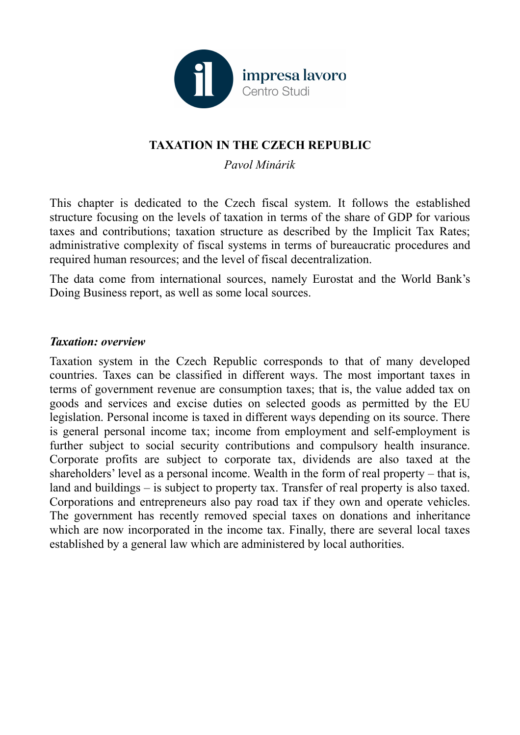impresa lavoro
Centro Studi

# TAXATION IN THE CZECH REPUBLIC

*Pavol Minárik*

This chapter is dedicated to the Czech fiscal system. It follows the established structure focusing on the levels of taxation in terms of the share of GDP for various taxes and contributions; taxation structure as described by the Implicit Tax Rates; administrative complexity of fiscal systems in terms of bureaucratic procedures and required human resources; and the level of fiscal decentralization.

The data come from international sources, namely Eurostat and the World Bank's Doing Business report, as well as some local sources.

## *Taxation: overview*

Taxation system in the Czech Republic corresponds to that of many developed countries. Taxes can be classified in different ways. The most important taxes in terms of government revenue are consumption taxes; that is, the value added tax on goods and services and excise duties on selected goods as permitted by the EU legislation. Personal income is taxed in different ways depending on its source. There is general personal income tax; income from employment and self-employment is further subject to social security contributions and compulsory health insurance. Corporate profits are subject to corporate tax, dividends are also taxed at the shareholders' level as a personal income. Wealth in the form of real property – that is, land and buildings – is subject to property tax. Transfer of real property is also taxed. Corporations and entrepreneurs also pay road tax if they own and operate vehicles. The government has recently removed special taxes on donations and inheritance which are now incorporated in the income tax. Finally, there are several local taxes established by a general law which are administered by local authorities.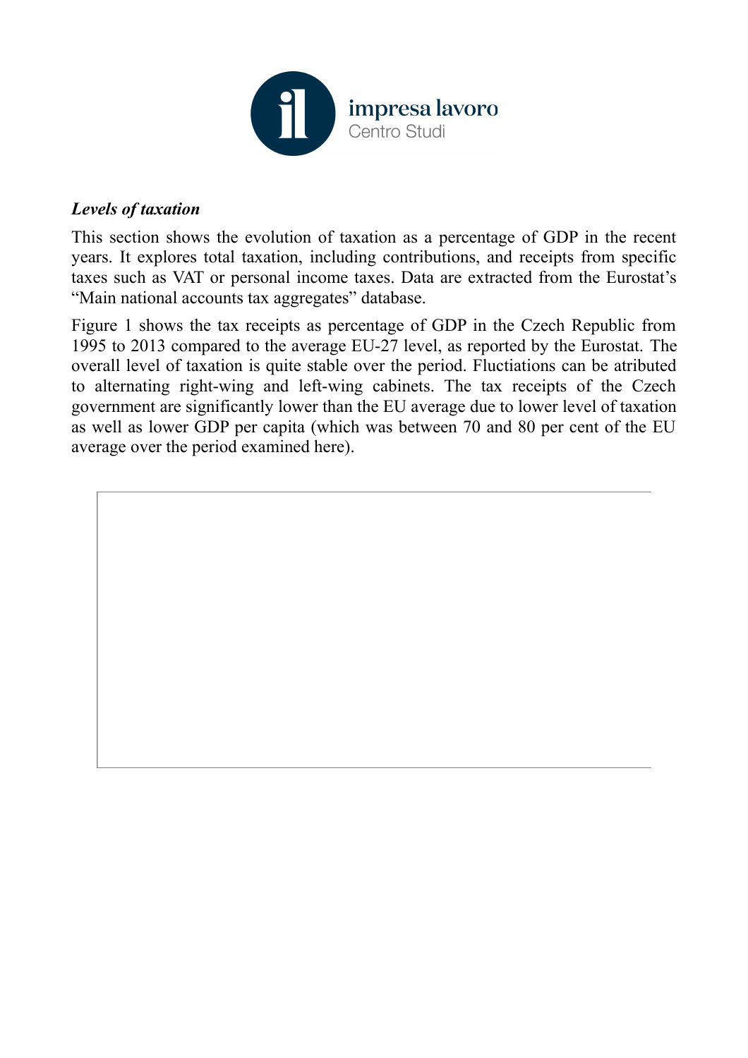### *Levels of taxation*

This section shows the evolution of taxation as a percentage of GDP in the recent years. It explores total taxation, including contributions, and receipts from specific taxes such as VAT or personal income taxes. Data are extracted from the Eurostat's "Main national accounts tax aggregates" database.

Figure 1 shows the tax receipts as percentage of GDP in the Czech Republic from 1995 to 2013 compared to the average EU-27 level, as reported by the Eurostat. The overall level of taxation is quite stable over the period. Fluctuations can be atributed to alternating right-wing and left-wing cabinets. The tax receipts of the Czech government are significantly lower than the EU average due to lower level of taxation as well as lower GDP per capita (which was between 70 and 80 per cent of the EU average over the period examined here).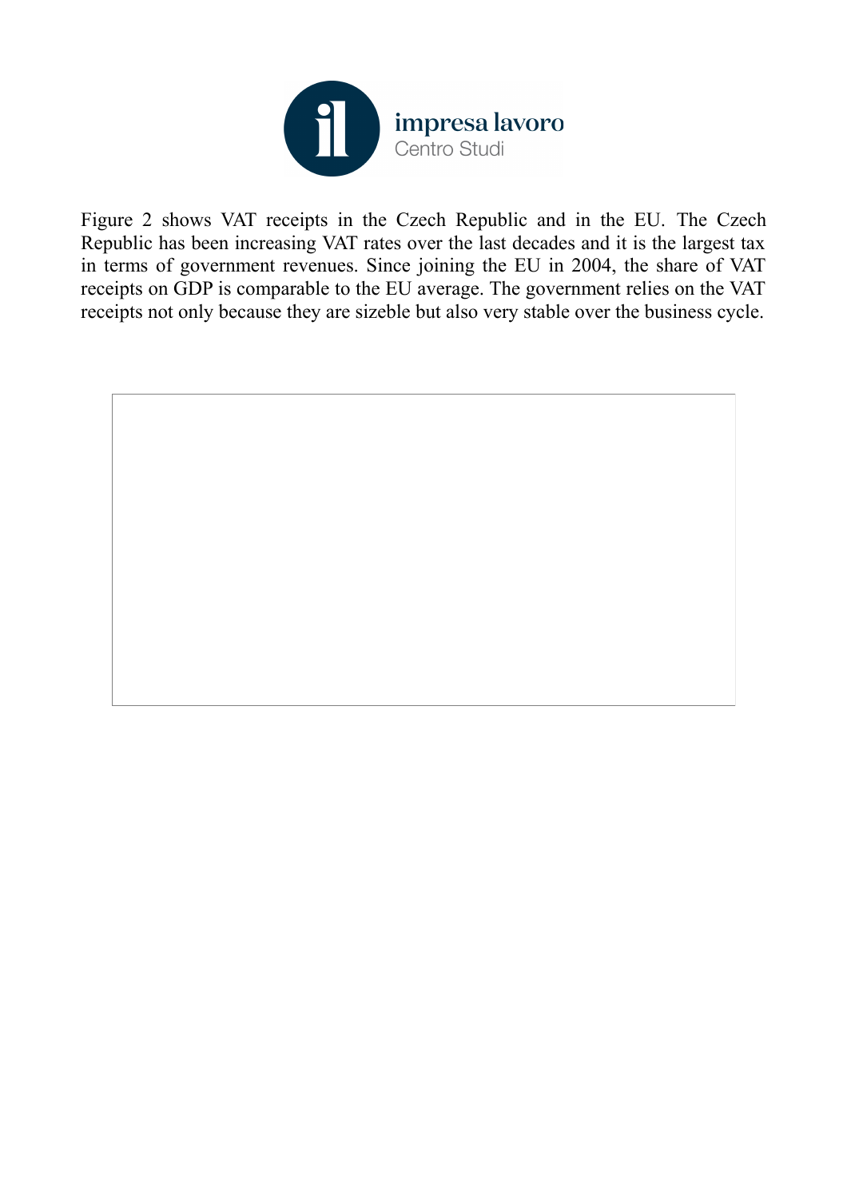Figure 2 shows VAT receipts in the Czech Republic and in the EU. The Czech Republic has been increasing VAT rates over the last decades and it is the largest tax in terms of government revenues. Since joining the EU in 2004, the share of VAT receipts on GDP is comparable to the EU average. The government relies on the VAT receipts not only because they are sizeble but also very stable over the business cycle.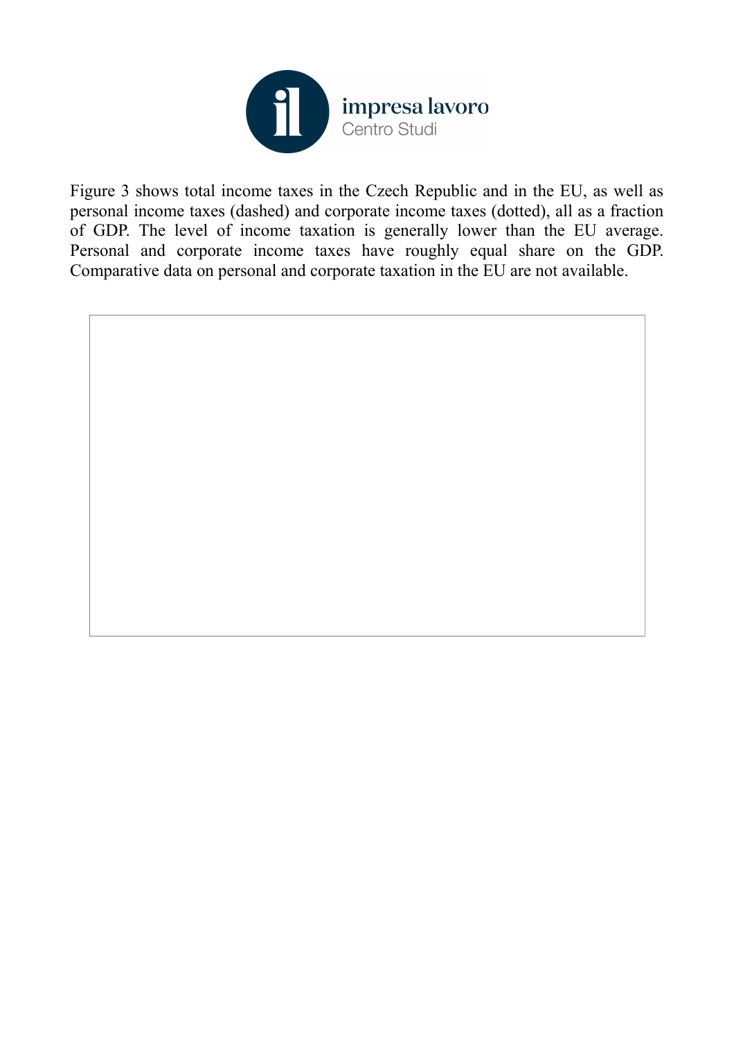Figure 3 shows total income taxes in the Czech Republic and in the EU, as well as personal income taxes (dashed) and corporate income taxes (dotted), all as a fraction of GDP. The level of income taxation is generally lower than the EU average. Personal and corporate income taxes have roughly equal share on the GDP. Comparative data on personal and corporate taxation in the EU are not available.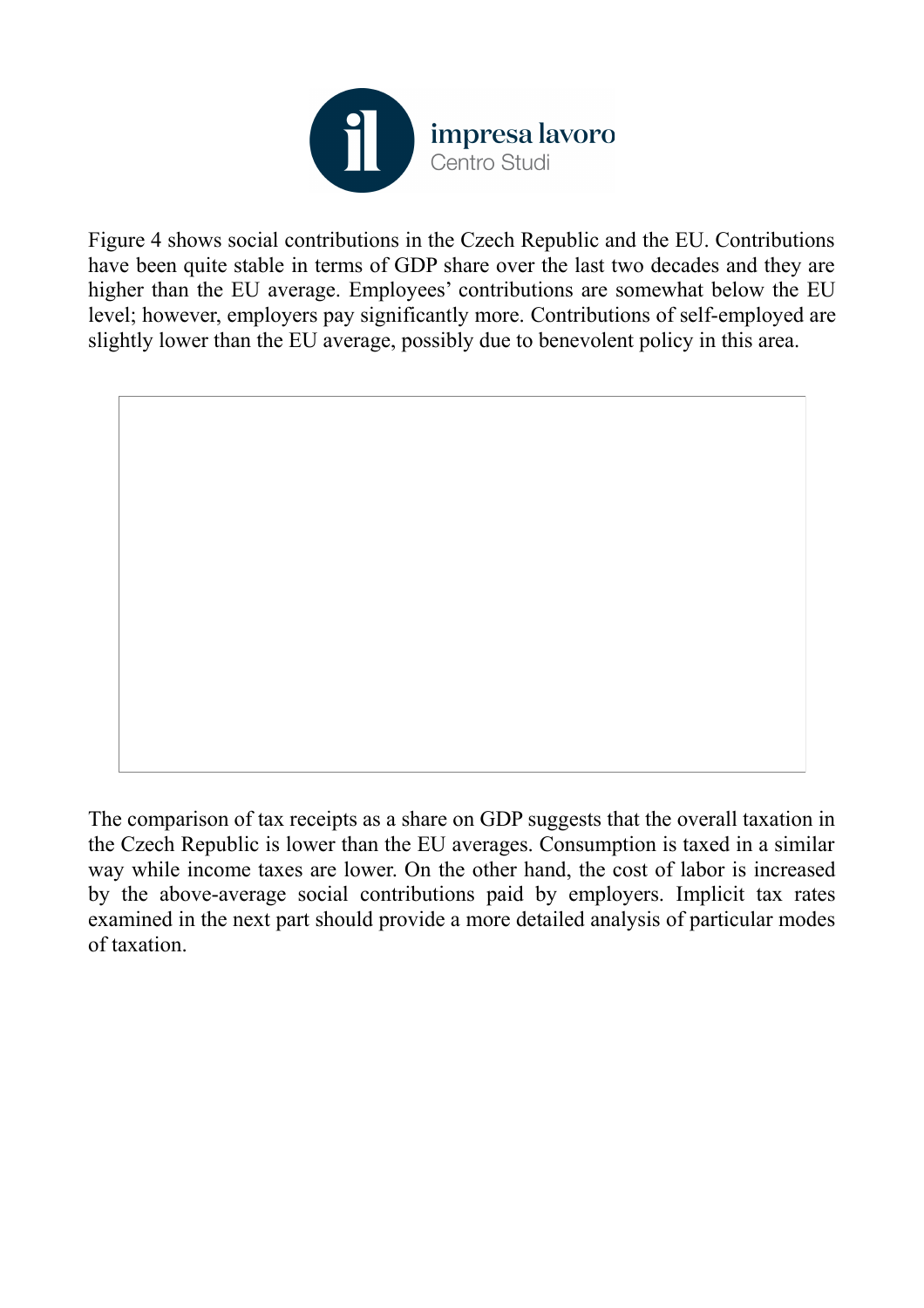Figure 4 shows social contributions in the Czech Republic and the EU. Contributions have been quite stable in terms of GDP share over the last two decades and they are higher than the EU average. Employees' contributions are somewhat below the EU level; however, employers pay significantly more. Contributions of self-employed are slightly lower than the EU average, possibly due to benevolent policy in this area.

The comparison of tax receipts as a share on GDP suggests that the overall taxation in the Czech Republic is lower than the EU averages. Consumption is taxed in a similar way while income taxes are lower. On the other hand, the cost of labor is increased by the above-average social contributions paid by employers. Implicit tax rates examined in the next part should provide a more detailed analysis of particular modes of taxation.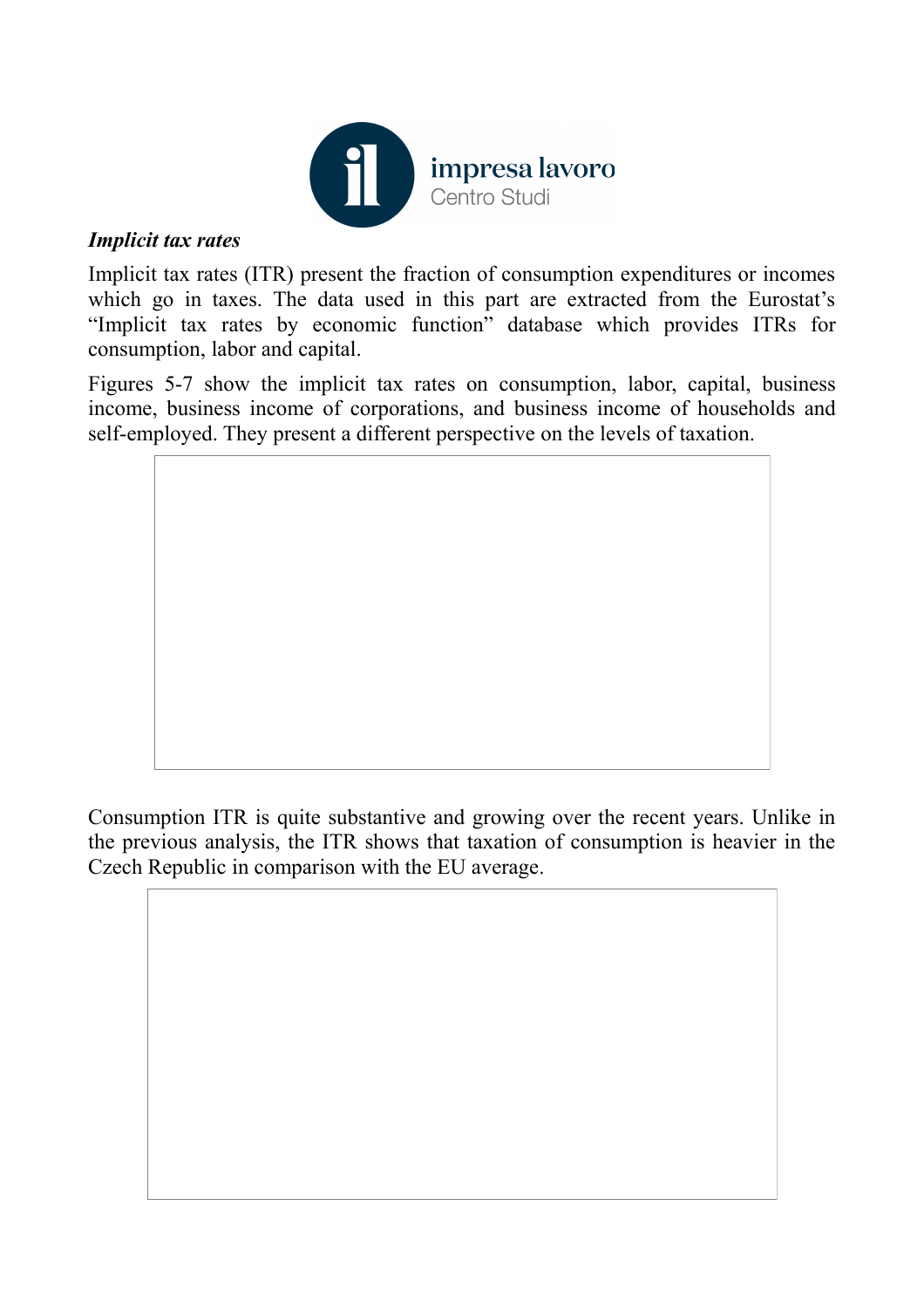### *Implicit tax rates*

Implicit tax rates (ITR) present the fraction of consumption expenditures or incomes which go in taxes. The data used in this part are extracted from the Eurostat's "Implicit tax rates by economic function" database which provides ITRs for consumption, labor and capital.

Figures 5-7 show the implicit tax rates on consumption, labor, capital, business income, business income of corporations, and business income of households and self-employed. They present a different perspective on the levels of taxation.

Consumption ITR is quite substantive and growing over the recent years. Unlike in the previous analysis, the ITR shows that taxation of consumption is heavier in the Czech Republic in comparison with the EU average.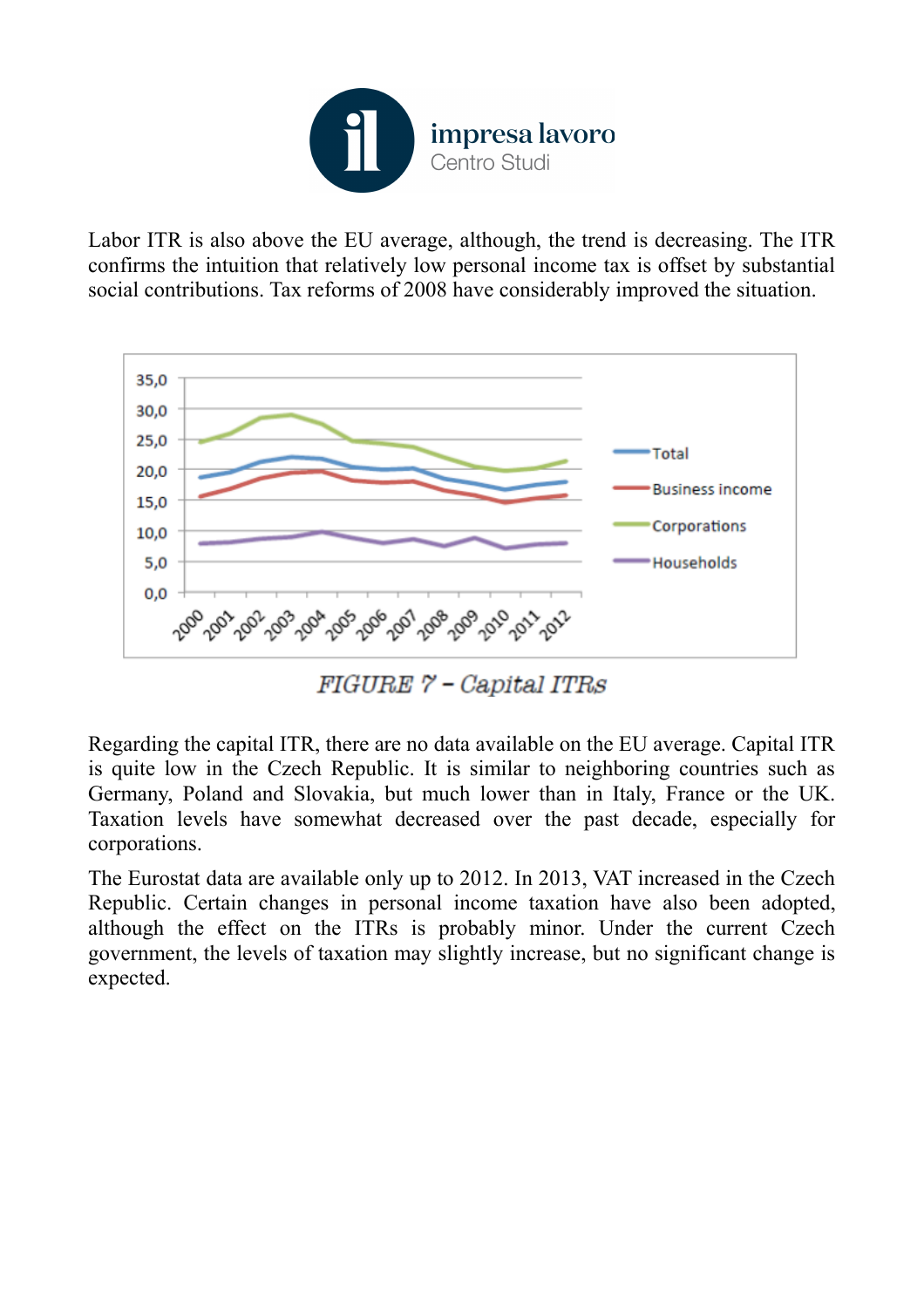Labor ITR is also above the EU average, although, the trend is decreasing. The ITR confirms the intuition that relatively low personal income tax is offset by substantial social contributions. Tax reforms of 2008 have considerably improved the situation.

*FIGURE 7 – Capital ITRs*

Regarding the capital ITR, there are no data available on the EU average. Capital ITR is quite low in the Czech Republic. It is similar to neighboring countries such as Germany, Poland and Slovakia, but much lower than in Italy, France or the UK. Taxation levels have somewhat decreased over the past decade, especially for corporations.

The Eurostat data are available only up to 2012. In 2013, VAT increased in the Czech Republic. Certain changes in personal income taxation have also been adopted, although the effect on the ITRs is probably minor. Under the current Czech government, the levels of taxation may slightly increase, but no significant change is expected.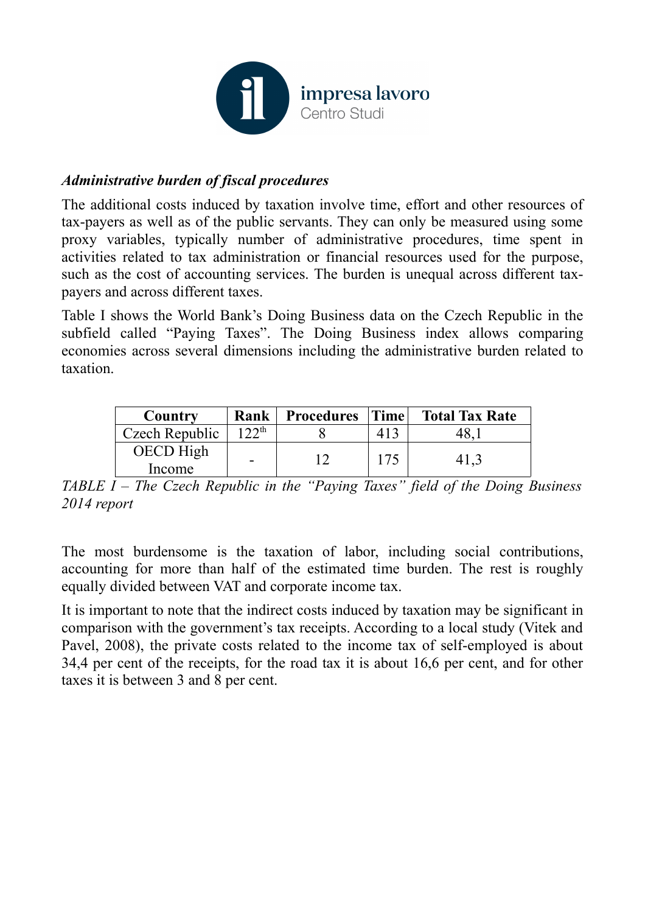### *Administrative burden of fiscal procedures*

The additional costs induced by taxation involve time, effort and other resources of tax-payers as well as of the public servants. They can only be measured using some proxy variables, typically number of administrative procedures, time spent in activities related to tax administration or financial resources used for the purpose, such as the cost of accounting services. The burden is unequal across different tax-payers and across different taxes.

Table I shows the World Bank's Doing Business data on the Czech Republic in the subfield called "Paying Taxes". The Doing Business index allows comparing economies across several dimensions including the administrative burden related to taxation.

| Country | Rank | Procedures | Time | Total Tax Rate |
|---|---|---|---|---|
| Czech Republic | 122th | 8 | 413 | 48,1 |
| OECD High Income | - | 12 | 175 | 41,3 |

*TABLE I – The Czech Republic in the "Paying Taxes" field of the Doing Business 2014 report*

The most burdensome is the taxation of labor, including social contributions, accounting for more than half of the estimated time burden. The rest is roughly equally divided between VAT and corporate income tax.

It is important to note that the indirect costs induced by taxation may be significant in comparison with the government's tax receipts. According to a local study (Vitek and Pavel, 2008), the private costs related to the income tax of self-employed is about 34,4 per cent of the receipts, for the road tax it is about 16,6 per cent, and for other taxes it is between 3 and 8 per cent.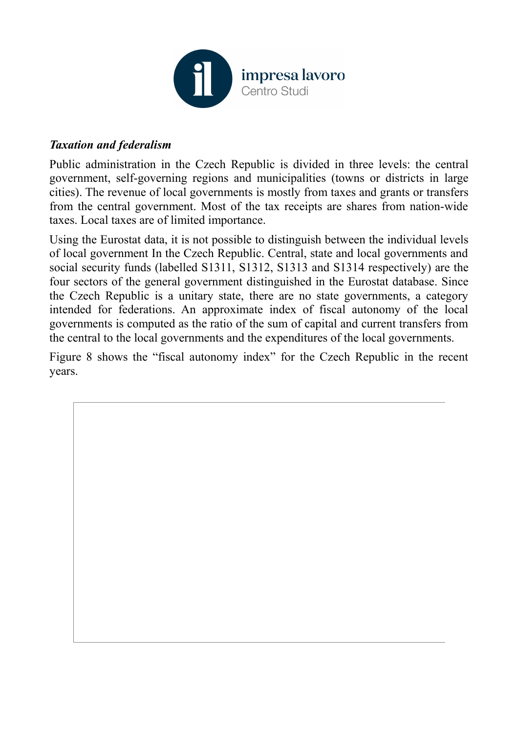***Taxation and federalism***

Public administration in the Czech Republic is divided in three levels: the central government, self-governing regions and municipalities (towns or districts in large cities). The revenue of local governments is mostly from taxes and grants or transfers from the central government. Most of the tax receipts are shares from nation-wide taxes. Local taxes are of limited importance.

Using the Eurostat data, it is not possible to distinguish between the individual levels of local government In the Czech Republic. Central, state and local governments and social security funds (labelled S1311, S1312, S1313 and S1314 respectively) are the four sectors of the general government distinguished in the Eurostat database. Since the Czech Republic is a unitary state, there are no state governments, a category intended for federations. An approximate index of fiscal autonomy of the local governments is computed as the ratio of the sum of capital and current transfers from the central to the local governments and the expenditures of the local governments.

Figure 8 shows the "fiscal autonomy index" for the Czech Republic in the recent years.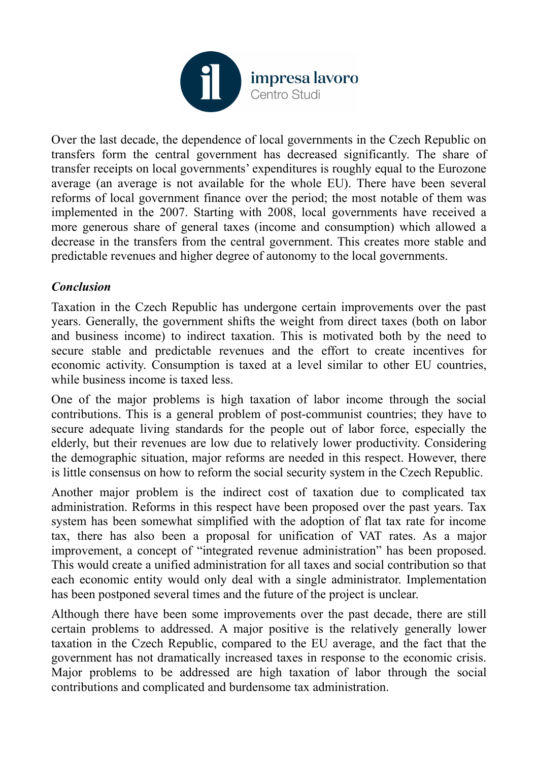Over the last decade, the dependence of local governments in the Czech Republic on transfers form the central government has decreased significantly. The share of transfer receipts on local governments' expenditures is roughly equal to the Eurozone average (an average is not available for the whole EU). There have been several reforms of local government finance over the period; the most notable of them was implemented in the 2007. Starting with 2008, local governments have received a more generous share of general taxes (income and consumption) which allowed a decrease in the transfers from the central government. This creates more stable and predictable revenues and higher degree of autonomy to the local governments.

### *Conclusion*

Taxation in the Czech Republic has undergone certain improvements over the past years. Generally, the government shifts the weight from direct taxes (both on labor and business income) to indirect taxation. This is motivated both by the need to secure stable and predictable revenues and the effort to create incentives for economic activity. Consumption is taxed at a level similar to other EU countries, while business income is taxed less.

One of the major problems is high taxation of labor income through the social contributions. This is a general problem of post-communist countries; they have to secure adequate living standards for the people out of labor force, especially the elderly, but their revenues are low due to relatively lower productivity. Considering the demographic situation, major reforms are needed in this respect. However, there is little consensus on how to reform the social security system in the Czech Republic.

Another major problem is the indirect cost of taxation due to complicated tax administration. Reforms in this respect have been proposed over the past years. Tax system has been somewhat simplified with the adoption of flat tax rate for income tax, there has also been a proposal for unification of VAT rates. As a major improvement, a concept of "integrated revenue administration" has been proposed. This would create a unified administration for all taxes and social contribution so that each economic entity would only deal with a single administrator. Implementation has been postponed several times and the future of the project is unclear.

Although there have been some improvements over the past decade, there are still certain problems to addressed. A major positive is the relatively generally lower taxation in the Czech Republic, compared to the EU average, and the fact that the government has not dramatically increased taxes in response to the economic crisis. Major problems to be addressed are high taxation of labor through the social contributions and complicated and burdensome tax administration.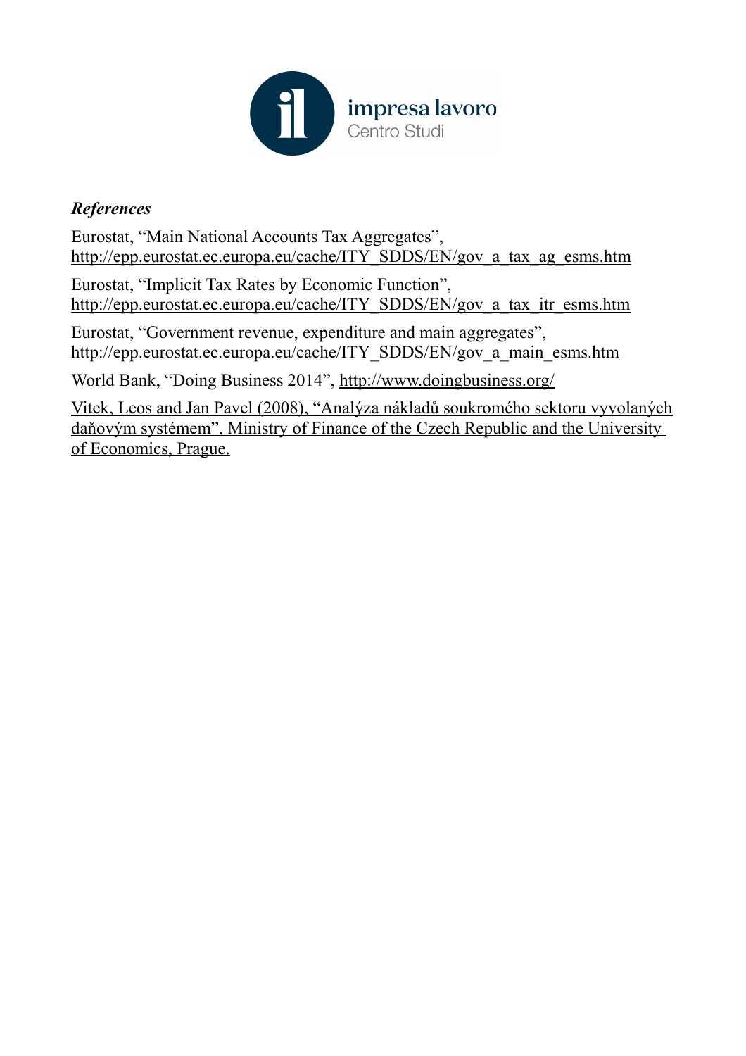***References***

Eurostat, “Main National Accounts Tax Aggregates”, http://epp.eurostat.ec.europa.eu/cache/ITY_SDDS/EN/gov_a_tax_ag_esms.htm

Eurostat, “Implicit Tax Rates by Economic Function”, http://epp.eurostat.ec.europa.eu/cache/ITY_SDDS/EN/gov_a_tax_itr_esms.htm

Eurostat, “Government revenue, expenditure and main aggregates”, http://epp.eurostat.ec.europa.eu/cache/ITY_SDDS/EN/gov_a_main_esms.htm

World Bank, “Doing Business 2014”, http://www.doingbusiness.org/

Vitek, Leos and Jan Pavel (2008), “Analýza nákladů soukromého sektoru vyvolaných daňovým systémem”, Ministry of Finance of the Czech Republic and the University of Economics, Prague.